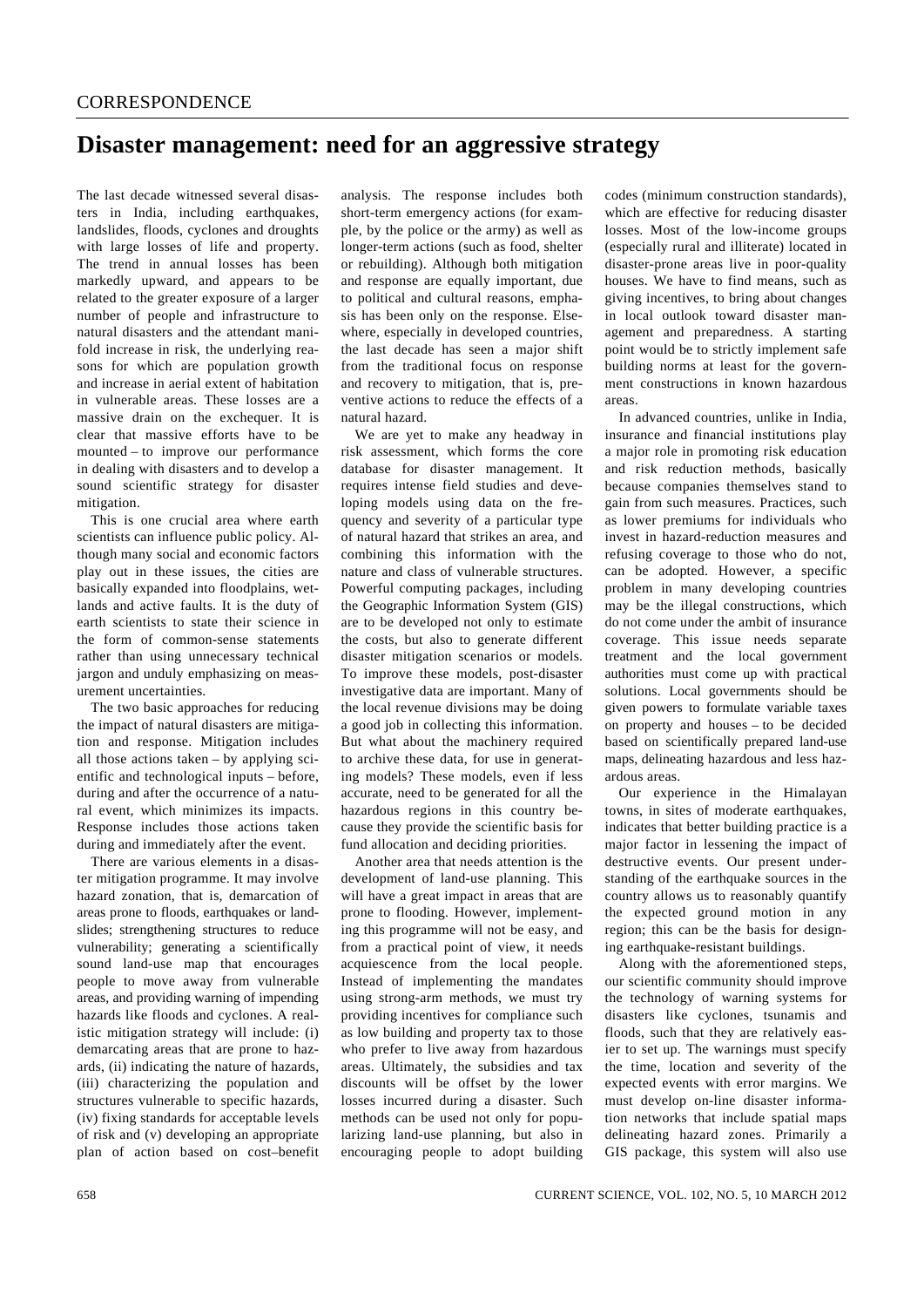CORRESPONDENCE

# Disaster management: need for an aggressive strategy

The last decade witnessed several disasters in India, including earthquakes, landslides, floods, cyclones and droughts with large losses of life and property. The trend in annual losses has been markedly upward, and appears to be related to the greater exposure of a larger number of people and infrastructure to natural disasters and the attendant manifold increase in risk, the underlying reasons for which are population growth and increase in aerial extent of habitation in vulnerable areas. These losses are a massive drain on the exchequer. It is clear that massive efforts have to be mounted – to improve our performance in dealing with disasters and to develop a sound scientific strategy for disaster mitigation.

This is one crucial area where earth scientists can influence public policy. Although many social and economic factors play out in these issues, the cities are basically expanded into floodplains, wetlands and active faults. It is the duty of earth scientists to state their science in the form of common-sense statements rather than using unnecessary technical jargon and unduly emphasizing on measurement uncertainties.

The two basic approaches for reducing the impact of natural disasters are mitigation and response. Mitigation includes all those actions taken – by applying scientific and technological inputs – before, during and after the occurrence of a natural event, which minimizes its impacts. Response includes those actions taken during and immediately after the event.

There are various elements in a disaster mitigation programme. It may involve hazard zonation, that is, demarcation of areas prone to floods, earthquakes or landslides; strengthening structures to reduce vulnerability; generating a scientifically sound land-use map that encourages people to move away from vulnerable areas, and providing warning of impending hazards like floods and cyclones. A realistic mitigation strategy will include: (i) demarcating areas that are prone to hazards, (ii) indicating the nature of hazards, (iii) characterizing the population and structures vulnerable to specific hazards, (iv) fixing standards for acceptable levels of risk and (v) developing an appropriate plan of action based on cost–benefit analysis. The response includes both short-term emergency actions (for example, by the police or the army) as well as longer-term actions (such as food, shelter or rebuilding). Although both mitigation and response are equally important, due to political and cultural reasons, emphasis has been only on the response. Elsewhere, especially in developed countries, the last decade has seen a major shift from the traditional focus on response and recovery to mitigation, that is, preventive actions to reduce the effects of a natural hazard.

We are yet to make any headway in risk assessment, which forms the core database for disaster management. It requires intense field studies and developing models using data on the frequency and severity of a particular type of natural hazard that strikes an area, and combining this information with the nature and class of vulnerable structures. Powerful computing packages, including the Geographic Information System (GIS) are to be developed not only to estimate the costs, but also to generate different disaster mitigation scenarios or models. To improve these models, post-disaster investigative data are important. Many of the local revenue divisions may be doing a good job in collecting this information. But what about the machinery required to archive these data, for use in generating models? These models, even if less accurate, need to be generated for all the hazardous regions in this country because they provide the scientific basis for fund allocation and deciding priorities.

Another area that needs attention is the development of land-use planning. This will have a great impact in areas that are prone to flooding. However, implementing this programme will not be easy, and from a practical point of view, it needs acquiescence from the local people. Instead of implementing the mandates using strong-arm methods, we must try providing incentives for compliance such as low building and property tax to those who prefer to live away from hazardous areas. Ultimately, the subsidies and tax discounts will be offset by the lower losses incurred during a disaster. Such methods can be used not only for popularizing land-use planning, but also in encouraging people to adopt building codes (minimum construction standards), which are effective for reducing disaster losses. Most of the low-income groups (especially rural and illiterate) located in disaster-prone areas live in poor-quality houses. We have to find means, such as giving incentives, to bring about changes in local outlook toward disaster management and preparedness. A starting point would be to strictly implement safe building norms at least for the government constructions in known hazardous areas.

In advanced countries, unlike in India, insurance and financial institutions play a major role in promoting risk education and risk reduction methods, basically because companies themselves stand to gain from such measures. Practices, such as lower premiums for individuals who invest in hazard-reduction measures and refusing coverage to those who do not, can be adopted. However, a specific problem in many developing countries may be the illegal constructions, which do not come under the ambit of insurance coverage. This issue needs separate treatment and the local government authorities must come up with practical solutions. Local governments should be given powers to formulate variable taxes on property and houses – to be decided based on scientifically prepared land-use maps, delineating hazardous and less hazardous areas.

Our experience in the Himalayan towns, in sites of moderate earthquakes, indicates that better building practice is a major factor in lessening the impact of destructive events. Our present understanding of the earthquake sources in the country allows us to reasonably quantify the expected ground motion in any region; this can be the basis for designing earthquake-resistant buildings.

Along with the aforementioned steps, our scientific community should improve the technology of warning systems for disasters like cyclones, tsunamis and floods, such that they are relatively easier to set up. The warnings must specify the time, location and severity of the expected events with error margins. We must develop on-line disaster information networks that include spatial maps delineating hazard zones. Primarily a GIS package, this system will also use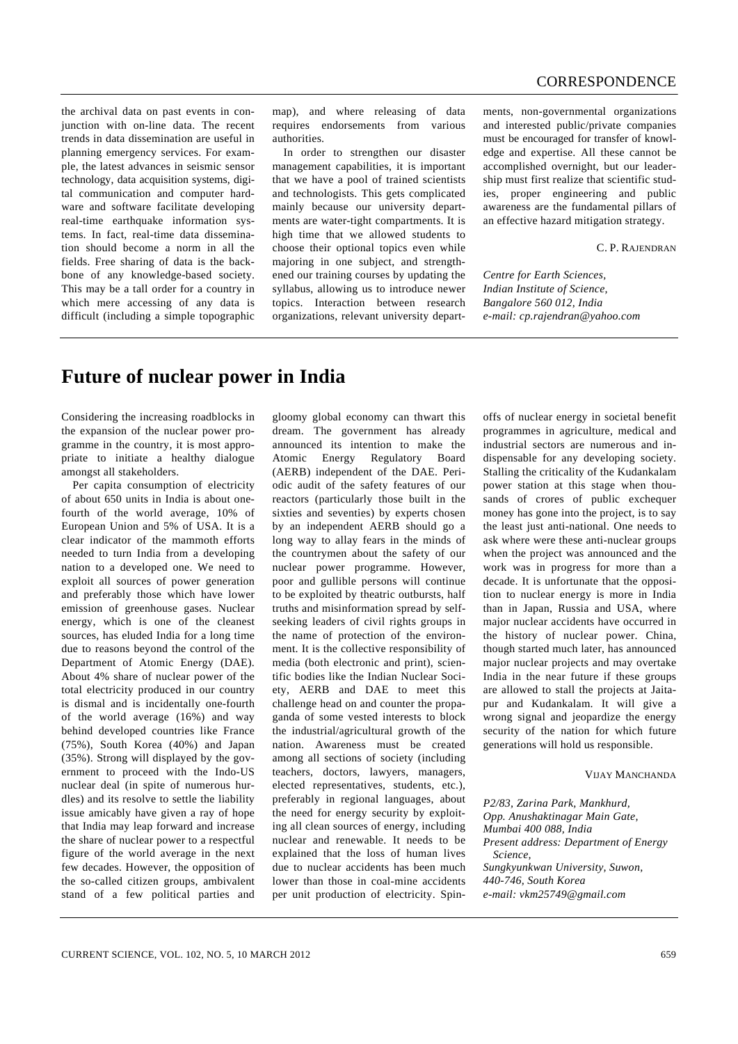the archival data on past events in conjunction with on-line data. The recent trends in data dissemination are useful in planning emergency services. For example, the latest advances in seismic sensor technology, data acquisition systems, digital communication and computer hardware and software facilitate developing real-time earthquake information systems. In fact, real-time data dissemination should become a norm in all the fields. Free sharing of data is the backbone of any knowledge-based society. This may be a tall order for a country in which mere accessing of any data is difficult (including a simple topographic map), and where releasing of data requires endorsements from various authorities.

In order to strengthen our disaster management capabilities, it is important that we have a pool of trained scientists and technologists. This gets complicated mainly because our university departments are water-tight compartments. It is high time that we allowed students to choose their optional topics even while majoring in one subject, and strengthened our training courses by updating the syllabus, allowing us to introduce newer topics. Interaction between research organizations, relevant university departments, non-governmental organizations and interested public/private companies must be encouraged for transfer of knowledge and expertise. All these cannot be accomplished overnight, but our leadership must first realize that scientific studies, proper engineering and public awareness are the fundamental pillars of an effective hazard mitigation strategy.

C. P. RAJENDRAN

*Centre for Earth Sciences,*
*Indian Institute of Science,*
*Bangalore 560 012, India*
*e-mail: cp.rajendran@yahoo.com*

# Future of nuclear power in India

Considering the increasing roadblocks in the expansion of the nuclear power programme in the country, it is most appropriate to initiate a healthy dialogue amongst all stakeholders.

Per capita consumption of electricity of about 650 units in India is about one-fourth of the world average, 10% of European Union and 5% of USA. It is a clear indicator of the mammoth efforts needed to turn India from a developing nation to a developed one. We need to exploit all sources of power generation and preferably those which have lower emission of greenhouse gases. Nuclear energy, which is one of the cleanest sources, has eluded India for a long time due to reasons beyond the control of the Department of Atomic Energy (DAE). About 4% share of nuclear power of the total electricity produced in our country is dismal and is incidentally one-fourth of the world average (16%) and way behind developed countries like France (75%), South Korea (40%) and Japan (35%). Strong will displayed by the government to proceed with the Indo-US nuclear deal (in spite of numerous hurdles) and its resolve to settle the liability issue amicably have given a ray of hope that India may leap forward and increase the share of nuclear power to a respectful figure of the world average in the next few decades. However, the opposition of the so-called citizen groups, ambivalent stand of a few political parties and gloomy global economy can thwart this dream. The government has already announced its intention to make the Atomic Energy Regulatory Board (AERB) independent of the DAE. Periodic audit of the safety features of our reactors (particularly those built in the sixties and seventies) by experts chosen by an independent AERB should go a long way to allay fears in the minds of the countrymen about the safety of our nuclear power programme. However, poor and gullible persons will continue to be exploited by theatric outbursts, half truths and misinformation spread by self-seeking leaders of civil rights groups in the name of protection of the environment. It is the collective responsibility of media (both electronic and print), scientific bodies like the Indian Nuclear Society, AERB and DAE to meet this challenge head on and counter the propaganda of some vested interests to block the industrial/agricultural growth of the nation. Awareness must be created among all sections of society (including teachers, doctors, lawyers, managers, elected representatives, students, etc.), preferably in regional languages, about the need for energy security by exploiting all clean sources of energy, including nuclear and renewable. It needs to be explained that the loss of human lives due to nuclear accidents has been much lower than those in coal-mine accidents per unit production of electricity. Spin-offs of nuclear energy in societal benefit programmes in agriculture, medical and industrial sectors are numerous and indispensable for any developing society. Stalling the criticality of the Kudankalam power station at this stage when thousands of crores of public exchequer money has gone into the project, is to say the least just anti-national. One needs to ask where were these anti-nuclear groups when the project was announced and the work was in progress for more than a decade. It is unfortunate that the opposition to nuclear energy is more in India than in Japan, Russia and USA, where major nuclear accidents have occurred in the history of nuclear power. China, though started much later, has announced major nuclear projects and may overtake India in the near future if these groups are allowed to stall the projects at Jaitapur and Kudankalam. It will give a wrong signal and jeopardize the energy security of the nation for which future generations will hold us responsible.

VIJAY MANCHANDA

*P2/83, Zarina Park, Mankhurd,*
*Opp. Anushaktinagar Main Gate,*
*Mumbai 400 088, India*
*Present address: Department of Energy Science,*
*Sungkyunkwan University, Suwon, 440-746, South Korea*
*e-mail: vkm25749@gmail.com*